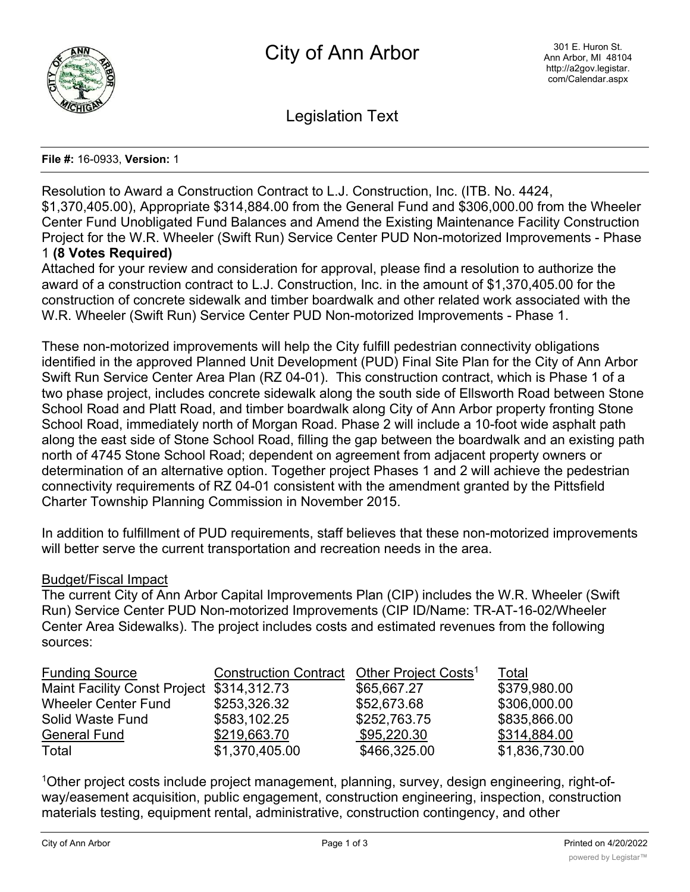# City of Ann Arbor

301 E. Huron St.
Ann Arbor, MI 48104
http://a2gov.legistar.com/Calendar.aspx

## Legislation Text

**File #:** 16-0933, **Version:** 1

Resolution to Award a Construction Contract to L.J. Construction, Inc. (ITB. No. 4424, $1,370,405.00), Appropriate $314,884.00 from the General Fund and $306,000.00 from the Wheeler Center Fund Unobligated Fund Balances and Amend the Existing Maintenance Facility Construction Project for the W.R. Wheeler (Swift Run) Service Center PUD Non-motorized Improvements - Phase 1 **(8 Votes Required)**

Attached for your review and consideration for approval, please find a resolution to authorize the award of a construction contract to L.J. Construction, Inc. in the amount of $1,370,405.00 for the construction of concrete sidewalk and timber boardwalk and other related work associated with the W.R. Wheeler (Swift Run) Service Center PUD Non-motorized Improvements - Phase 1.

These non-motorized improvements will help the City fulfill pedestrian connectivity obligations identified in the approved Planned Unit Development (PUD) Final Site Plan for the City of Ann Arbor Swift Run Service Center Area Plan (RZ 04-01). This construction contract, which is Phase 1 of a two phase project, includes concrete sidewalk along the south side of Ellsworth Road between Stone School Road and Platt Road, and timber boardwalk along City of Ann Arbor property fronting Stone School Road, immediately north of Morgan Road. Phase 2 will include a 10-foot wide asphalt path along the east side of Stone School Road, filling the gap between the boardwalk and an existing path north of 4745 Stone School Road; dependent on agreement from adjacent property owners or determination of an alternative option. Together project Phases 1 and 2 will achieve the pedestrian connectivity requirements of RZ 04-01 consistent with the amendment granted by the Pittsfield Charter Township Planning Commission in November 2015.

In addition to fulfillment of PUD requirements, staff believes that these non-motorized improvements will better serve the current transportation and recreation needs in the area.

Budget/Fiscal Impact

The current City of Ann Arbor Capital Improvements Plan (CIP) includes the W.R. Wheeler (Swift Run) Service Center PUD Non-motorized Improvements (CIP ID/Name: TR-AT-16-02/Wheeler Center Area Sidewalks). The project includes costs and estimated revenues from the following sources:

| Funding Source | Construction Contract | Other Project Costs[1] | Total |
|---|---|---|---|
| Maint Facility Const Project | $314,312.73 | $65,667.27 | $379,980.00 |
| Wheeler Center Fund | $253,326.32 | $52,673.68 | $306,000.00 |
| Solid Waste Fund | $583,102.25 | $252,763.75 | $835,866.00 |
| General Fund | $219,663.70 | $95,220.30 | $314,884.00 |
| Total | $1,370,405.00 | $466,325.00 | $1,836,730.00 |

[1]Other project costs include project management, planning, survey, design engineering, right-of-way/easement acquisition, public engagement, construction engineering, inspection, construction materials testing, equipment rental, administrative, construction contingency, and other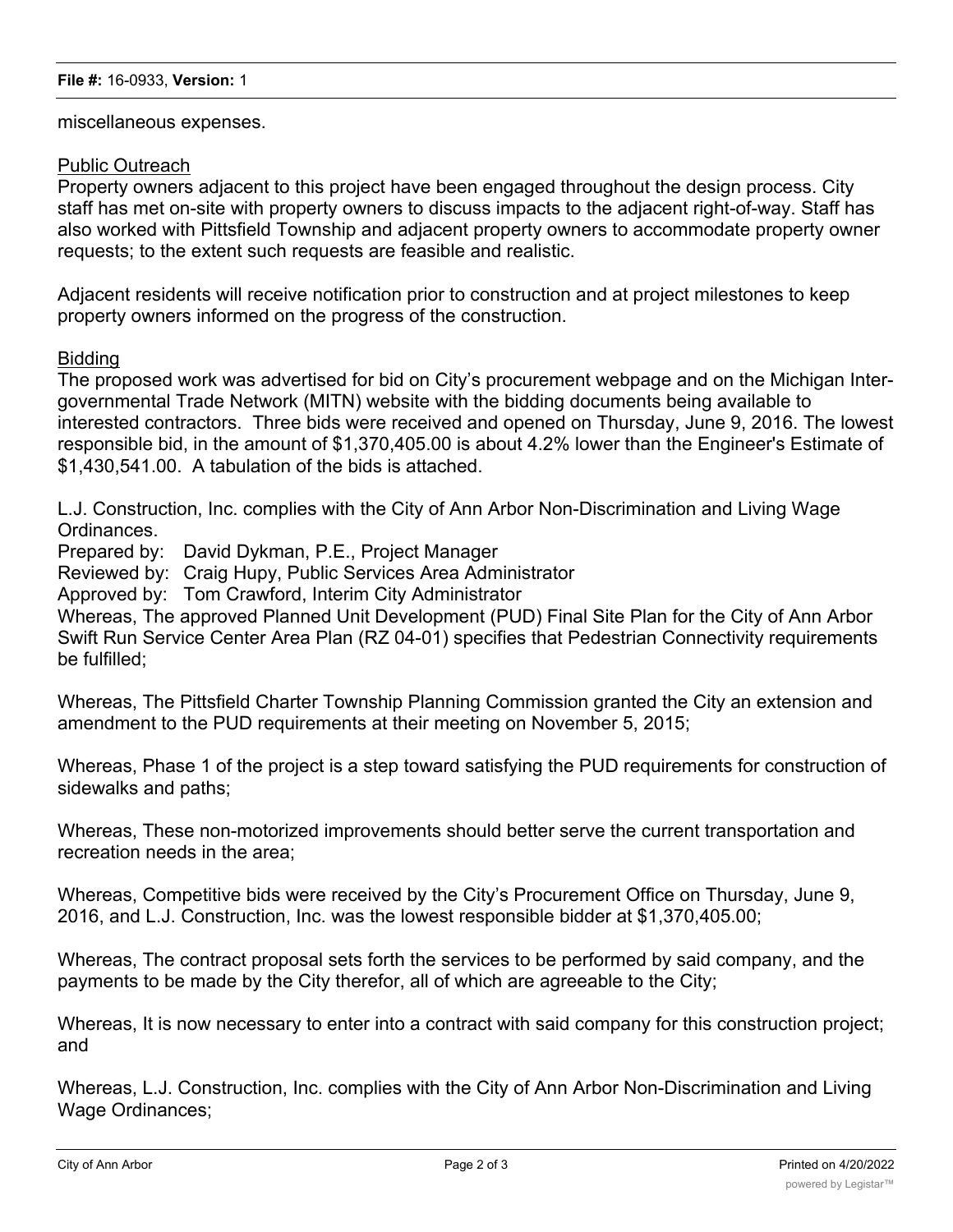miscellaneous expenses.

Public Outreach

Property owners adjacent to this project have been engaged throughout the design process. City staff has met on-site with property owners to discuss impacts to the adjacent right-of-way. Staff has also worked with Pittsfield Township and adjacent property owners to accommodate property owner requests; to the extent such requests are feasible and realistic.

Adjacent residents will receive notification prior to construction and at project milestones to keep property owners informed on the progress of the construction.

Bidding

The proposed work was advertised for bid on City's procurement webpage and on the Michigan Inter-governmental Trade Network (MITN) website with the bidding documents being available to interested contractors. Three bids were received and opened on Thursday, June 9, 2016. The lowest responsible bid, in the amount of $1,370,405.00 is about 4.2% lower than the Engineer's Estimate of $1,430,541.00. A tabulation of the bids is attached.

L.J. Construction, Inc. complies with the City of Ann Arbor Non-Discrimination and Living Wage Ordinances.

Prepared by: David Dykman, P.E., Project Manager
Reviewed by: Craig Hupy, Public Services Area Administrator
Approved by: Tom Crawford, Interim City Administrator

Whereas, The approved Planned Unit Development (PUD) Final Site Plan for the City of Ann Arbor Swift Run Service Center Area Plan (RZ 04-01) specifies that Pedestrian Connectivity requirements be fulfilled;

Whereas, The Pittsfield Charter Township Planning Commission granted the City an extension and amendment to the PUD requirements at their meeting on November 5, 2015;

Whereas, Phase 1 of the project is a step toward satisfying the PUD requirements for construction of sidewalks and paths;

Whereas, These non-motorized improvements should better serve the current transportation and recreation needs in the area;

Whereas, Competitive bids were received by the City's Procurement Office on Thursday, June 9, 2016, and L.J. Construction, Inc. was the lowest responsible bidder at $1,370,405.00;

Whereas, The contract proposal sets forth the services to be performed by said company, and the payments to be made by the City therefor, all of which are agreeable to the City;

Whereas, It is now necessary to enter into a contract with said company for this construction project; and

Whereas, L.J. Construction, Inc. complies with the City of Ann Arbor Non-Discrimination and Living Wage Ordinances;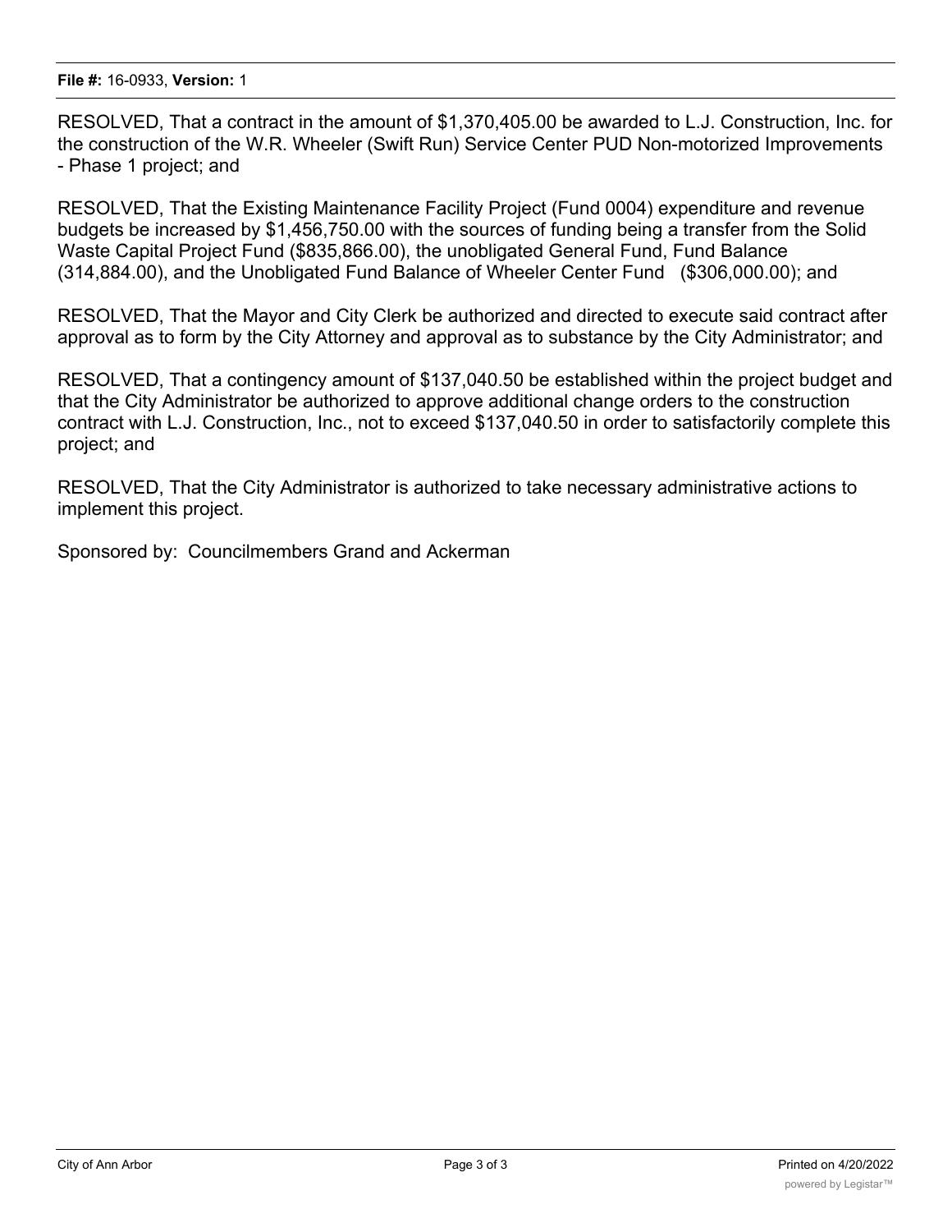RESOLVED, That a contract in the amount of $1,370,405.00 be awarded to L.J. Construction, Inc. for the construction of the W.R. Wheeler (Swift Run) Service Center PUD Non-motorized Improvements - Phase 1 project; and

RESOLVED, That the Existing Maintenance Facility Project (Fund 0004) expenditure and revenue budgets be increased by $1,456,750.00 with the sources of funding being a transfer from the Solid Waste Capital Project Fund ($835,866.00), the unobligated General Fund, Fund Balance (314,884.00), and the Unobligated Fund Balance of Wheeler Center Fund ($306,000.00); and

RESOLVED, That the Mayor and City Clerk be authorized and directed to execute said contract after approval as to form by the City Attorney and approval as to substance by the City Administrator; and

RESOLVED, That a contingency amount of $137,040.50 be established within the project budget and that the City Administrator be authorized to approve additional change orders to the construction contract with L.J. Construction, Inc., not to exceed $137,040.50 in order to satisfactorily complete this project; and

RESOLVED, That the City Administrator is authorized to take necessary administrative actions to implement this project.

Sponsored by: Councilmembers Grand and Ackerman